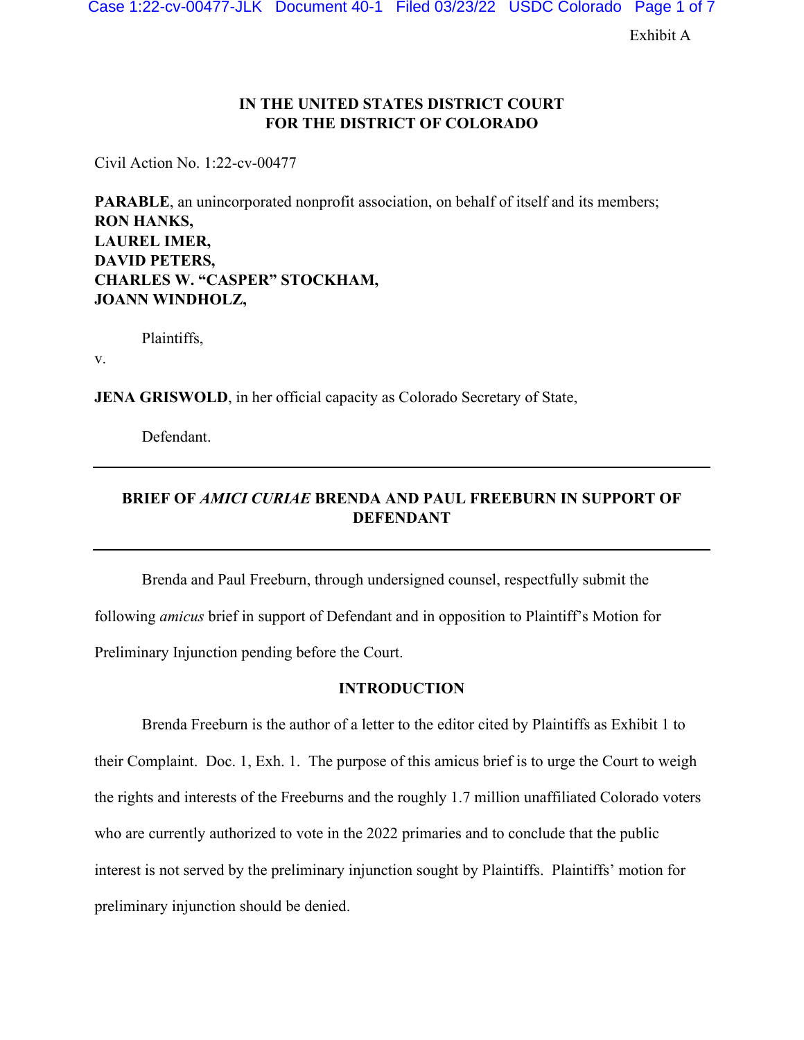Exhibit A

**IN THE UNITED STATES DISTRICT COURT**
**FOR THE DISTRICT OF COLORADO**

Civil Action No. 1:22-cv-00477

**PARABLE**, an unincorporated nonprofit association, on behalf of itself and its members;
**RON HANKS,**
**LAUREL IMER,**
**DAVID PETERS,**
**CHARLES W. "CASPER" STOCKHAM,**
**JOANN WINDHOLZ,**

Plaintiffs,

v.

**JENA GRISWOLD**, in her official capacity as Colorado Secretary of State,

Defendant.

---

**BRIEF OF *AMICI CURIAE* BRENDA AND PAUL FREEBURN IN SUPPORT OF DEFENDANT**

---

Brenda and Paul Freeburn, through undersigned counsel, respectfully submit the following *amicus* brief in support of Defendant and in opposition to Plaintiff's Motion for Preliminary Injunction pending before the Court.

## INTRODUCTION

Brenda Freeburn is the author of a letter to the editor cited by Plaintiffs as Exhibit 1 to their Complaint. Doc. 1, Exh. 1. The purpose of this amicus brief is to urge the Court to weigh the rights and interests of the Freeburns and the roughly 1.7 million unaffiliated Colorado voters who are currently authorized to vote in the 2022 primaries and to conclude that the public interest is not served by the preliminary injunction sought by Plaintiffs. Plaintiffs' motion for preliminary injunction should be denied.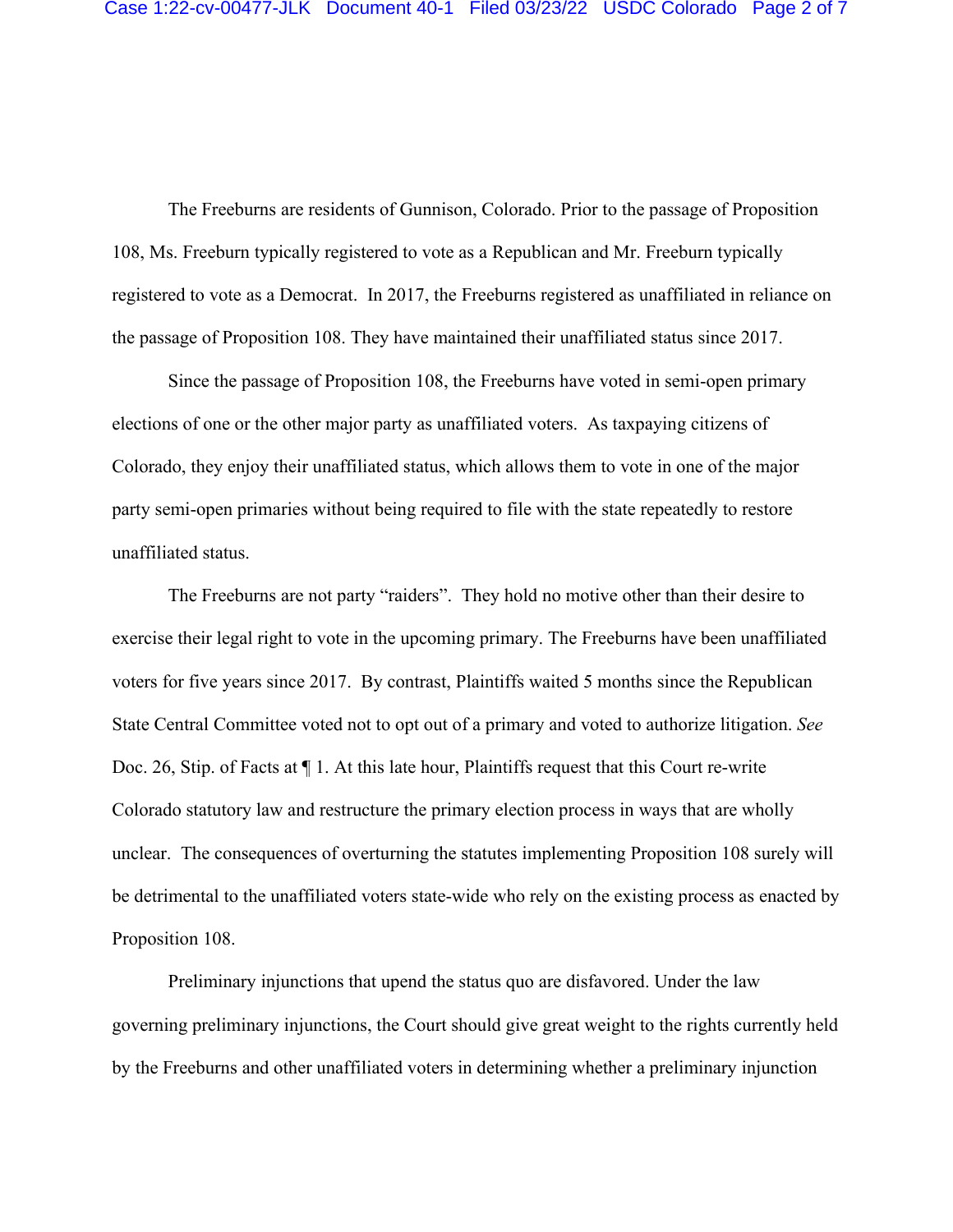The Freeburns are residents of Gunnison, Colorado. Prior to the passage of Proposition 108, Ms. Freeburn typically registered to vote as a Republican and Mr. Freeburn typically registered to vote as a Democrat. In 2017, the Freeburns registered as unaffiliated in reliance on the passage of Proposition 108. They have maintained their unaffiliated status since 2017.

Since the passage of Proposition 108, the Freeburns have voted in semi-open primary elections of one or the other major party as unaffiliated voters. As taxpaying citizens of Colorado, they enjoy their unaffiliated status, which allows them to vote in one of the major party semi-open primaries without being required to file with the state repeatedly to restore unaffiliated status.

The Freeburns are not party "raiders". They hold no motive other than their desire to exercise their legal right to vote in the upcoming primary. The Freeburns have been unaffiliated voters for five years since 2017. By contrast, Plaintiffs waited 5 months since the Republican State Central Committee voted not to opt out of a primary and voted to authorize litigation. *See* Doc. 26, Stip. of Facts at ¶ 1. At this late hour, Plaintiffs request that this Court re-write Colorado statutory law and restructure the primary election process in ways that are wholly unclear. The consequences of overturning the statutes implementing Proposition 108 surely will be detrimental to the unaffiliated voters state-wide who rely on the existing process as enacted by Proposition 108.

Preliminary injunctions that upend the status quo are disfavored. Under the law governing preliminary injunctions, the Court should give great weight to the rights currently held by the Freeburns and other unaffiliated voters in determining whether a preliminary injunction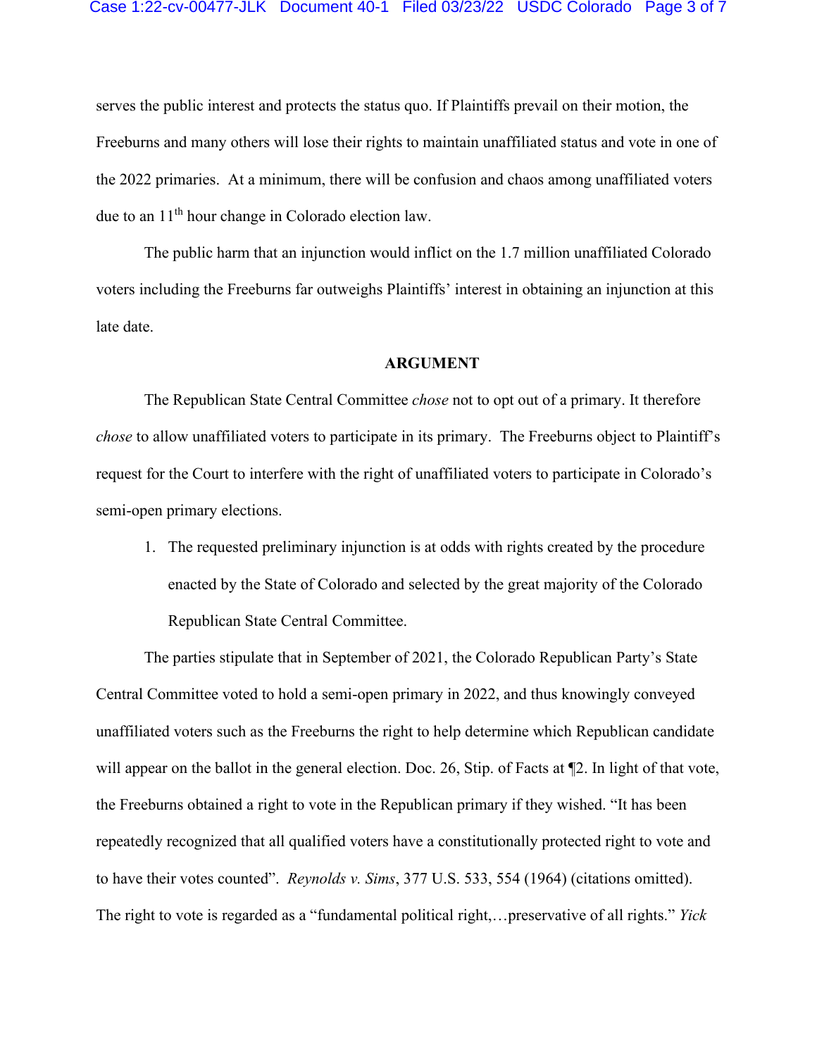serves the public interest and protects the status quo. If Plaintiffs prevail on their motion, the Freeburns and many others will lose their rights to maintain unaffiliated status and vote in one of the 2022 primaries. At a minimum, there will be confusion and chaos among unaffiliated voters due to an 11th hour change in Colorado election law.

The public harm that an injunction would inflict on the 1.7 million unaffiliated Colorado voters including the Freeburns far outweighs Plaintiffs' interest in obtaining an injunction at this late date.

**ARGUMENT**

The Republican State Central Committee *chose* not to opt out of a primary. It therefore *chose* to allow unaffiliated voters to participate in its primary. The Freeburns object to Plaintiff's request for the Court to interfere with the right of unaffiliated voters to participate in Colorado's semi-open primary elections.

1. The requested preliminary injunction is at odds with rights created by the procedure enacted by the State of Colorado and selected by the great majority of the Colorado Republican State Central Committee.

The parties stipulate that in September of 2021, the Colorado Republican Party's State Central Committee voted to hold a semi-open primary in 2022, and thus knowingly conveyed unaffiliated voters such as the Freeburns the right to help determine which Republican candidate will appear on the ballot in the general election. Doc. 26, Stip. of Facts at ¶2. In light of that vote, the Freeburns obtained a right to vote in the Republican primary if they wished. "It has been repeatedly recognized that all qualified voters have a constitutionally protected right to vote and to have their votes counted". *Reynolds v. Sims*, 377 U.S. 533, 554 (1964) (citations omitted). The right to vote is regarded as a "fundamental political right,…preservative of all rights." *Yick*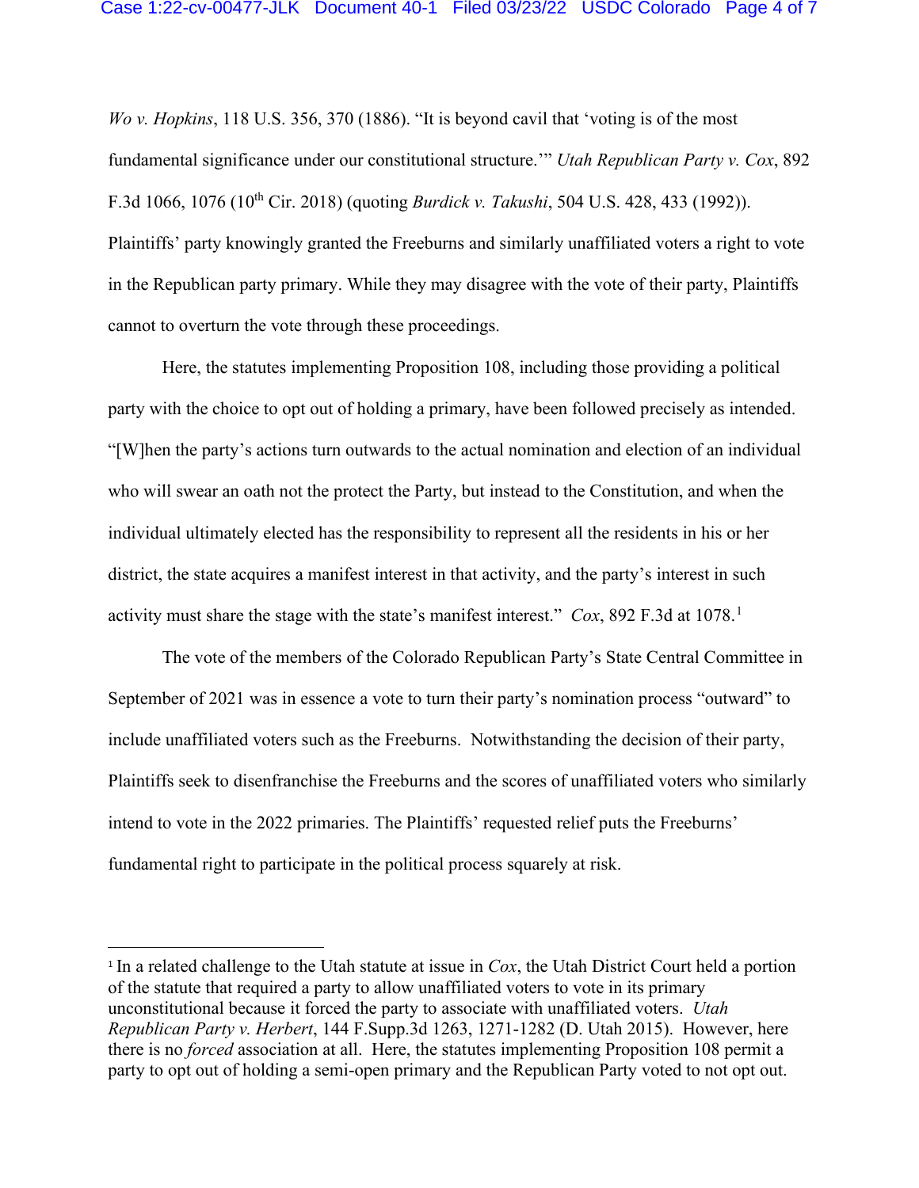*Wo v. Hopkins*, 118 U.S. 356, 370 (1886). "It is beyond cavil that 'voting is of the most fundamental significance under our constitutional structure.'" *Utah Republican Party v. Cox*, 892 F.3d 1066, 1076 (10th Cir. 2018) (quoting *Burdick v. Takushi*, 504 U.S. 428, 433 (1992)). Plaintiffs' party knowingly granted the Freeburns and similarly unaffiliated voters a right to vote in the Republican party primary. While they may disagree with the vote of their party, Plaintiffs cannot to overturn the vote through these proceedings.

Here, the statutes implementing Proposition 108, including those providing a political party with the choice to opt out of holding a primary, have been followed precisely as intended. "[W]hen the party's actions turn outwards to the actual nomination and election of an individual who will swear an oath not the protect the Party, but instead to the Constitution, and when the individual ultimately elected has the responsibility to represent all the residents in his or her district, the state acquires a manifest interest in that activity, and the party's interest in such activity must share the stage with the state's manifest interest." *Cox*, 892 F.3d at 1078.[1]

The vote of the members of the Colorado Republican Party's State Central Committee in September of 2021 was in essence a vote to turn their party's nomination process "outward" to include unaffiliated voters such as the Freeburns. Notwithstanding the decision of their party, Plaintiffs seek to disenfranchise the Freeburns and the scores of unaffiliated voters who similarly intend to vote in the 2022 primaries. The Plaintiffs' requested relief puts the Freeburns' fundamental right to participate in the political process squarely at risk.

---

[1] In a related challenge to the Utah statute at issue in *Cox*, the Utah District Court held a portion of the statute that required a party to allow unaffiliated voters to vote in its primary unconstitutional because it forced the party to associate with unaffiliated voters. *Utah Republican Party v. Herbert*, 144 F.Supp.3d 1263, 1271-1282 (D. Utah 2015). However, here there is no *forced* association at all. Here, the statutes implementing Proposition 108 permit a party to opt out of holding a semi-open primary and the Republican Party voted to not opt out.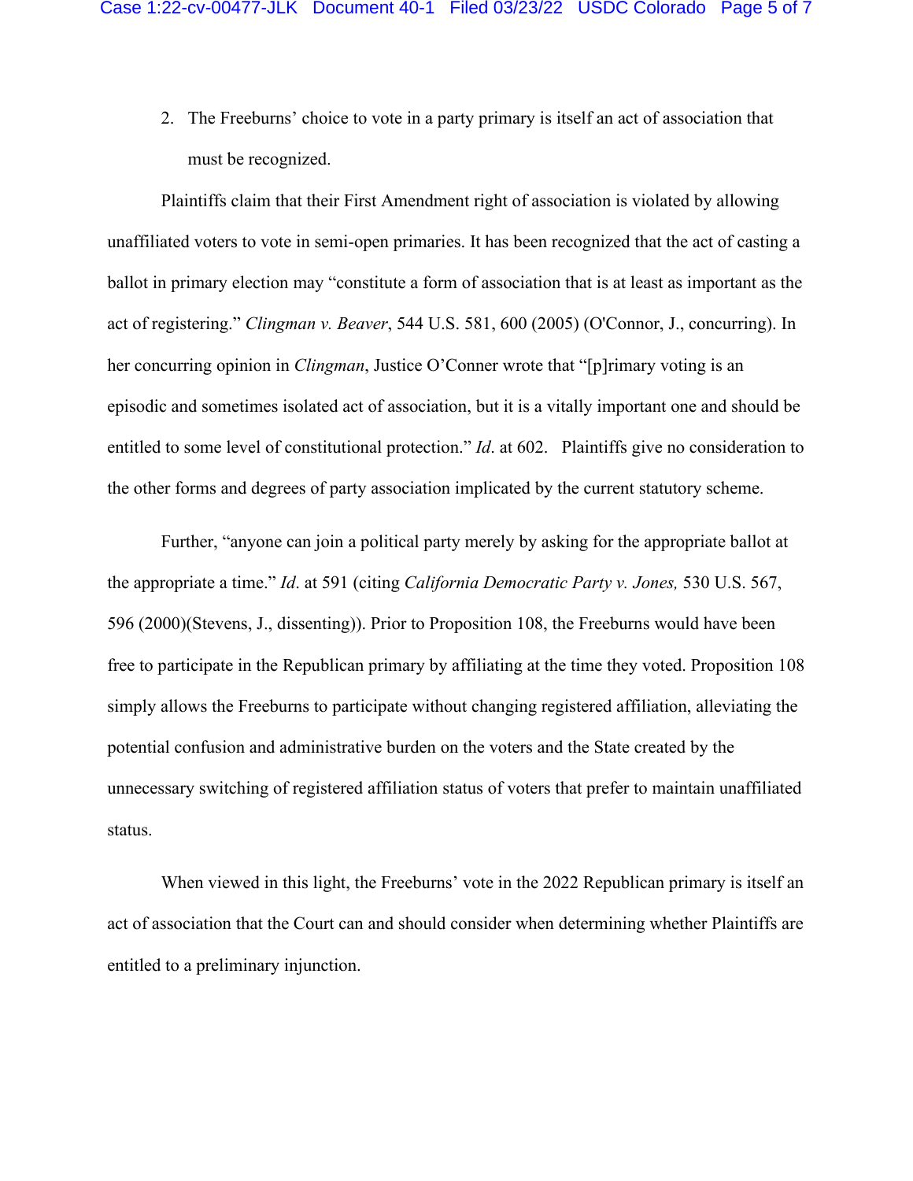2. The Freeburns' choice to vote in a party primary is itself an act of association that must be recognized.

Plaintiffs claim that their First Amendment right of association is violated by allowing unaffiliated voters to vote in semi-open primaries. It has been recognized that the act of casting a ballot in primary election may "constitute a form of association that is at least as important as the act of registering." *Clingman v. Beaver*, 544 U.S. 581, 600 (2005) (O'Connor, J., concurring). In her concurring opinion in *Clingman*, Justice O'Conner wrote that "[p]rimary voting is an episodic and sometimes isolated act of association, but it is a vitally important one and should be entitled to some level of constitutional protection." *Id*. at 602. Plaintiffs give no consideration to the other forms and degrees of party association implicated by the current statutory scheme.

Further, "anyone can join a political party merely by asking for the appropriate ballot at the appropriate a time." *Id*. at 591 (citing *California Democratic Party v. Jones,* 530 U.S. 567, 596 (2000)(Stevens, J., dissenting)). Prior to Proposition 108, the Freeburns would have been free to participate in the Republican primary by affiliating at the time they voted. Proposition 108 simply allows the Freeburns to participate without changing registered affiliation, alleviating the potential confusion and administrative burden on the voters and the State created by the unnecessary switching of registered affiliation status of voters that prefer to maintain unaffiliated status.

When viewed in this light, the Freeburns' vote in the 2022 Republican primary is itself an act of association that the Court can and should consider when determining whether Plaintiffs are entitled to a preliminary injunction.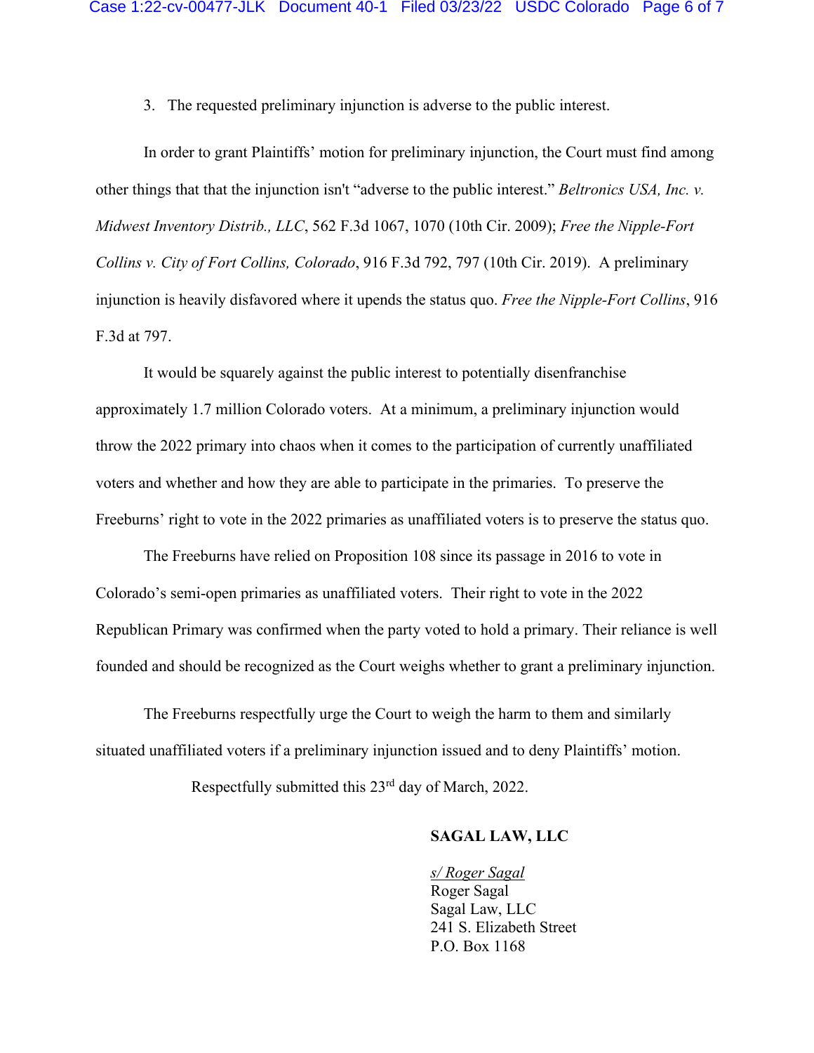3. The requested preliminary injunction is adverse to the public interest.

In order to grant Plaintiffs' motion for preliminary injunction, the Court must find among other things that that the injunction isn't "adverse to the public interest." *Beltronics USA, Inc. v. Midwest Inventory Distrib., LLC*, 562 F.3d 1067, 1070 (10th Cir. 2009); *Free the Nipple-Fort Collins v. City of Fort Collins, Colorado*, 916 F.3d 792, 797 (10th Cir. 2019). A preliminary injunction is heavily disfavored where it upends the status quo. *Free the Nipple-Fort Collins*, 916 F.3d at 797.

It would be squarely against the public interest to potentially disenfranchise approximately 1.7 million Colorado voters. At a minimum, a preliminary injunction would throw the 2022 primary into chaos when it comes to the participation of currently unaffiliated voters and whether and how they are able to participate in the primaries. To preserve the Freeburns' right to vote in the 2022 primaries as unaffiliated voters is to preserve the status quo.

The Freeburns have relied on Proposition 108 since its passage in 2016 to vote in Colorado's semi-open primaries as unaffiliated voters. Their right to vote in the 2022 Republican Primary was confirmed when the party voted to hold a primary. Their reliance is well founded and should be recognized as the Court weighs whether to grant a preliminary injunction.

The Freeburns respectfully urge the Court to weigh the harm to them and similarly situated unaffiliated voters if a preliminary injunction issued and to deny Plaintiffs' motion.

Respectfully submitted this 23rd day of March, 2022.

**SAGAL LAW, LLC**

*s/ Roger Sagal*
Roger Sagal
Sagal Law, LLC
241 S. Elizabeth Street
P.O. Box 1168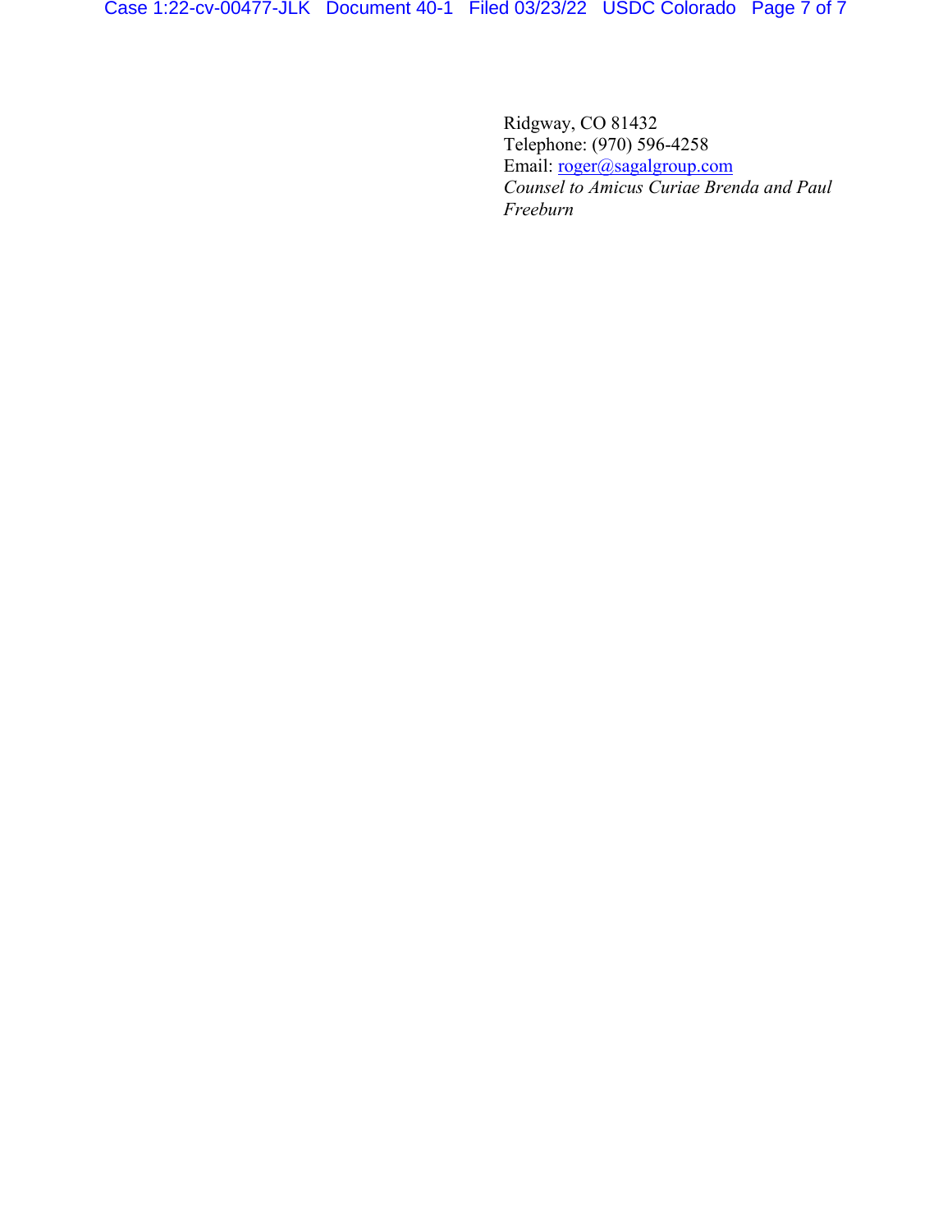Ridgway, CO 81432
Telephone: (970) 596-4258
Email: roger@sagalgroup.com
*Counsel to Amicus Curiae Brenda and Paul Freeburn*